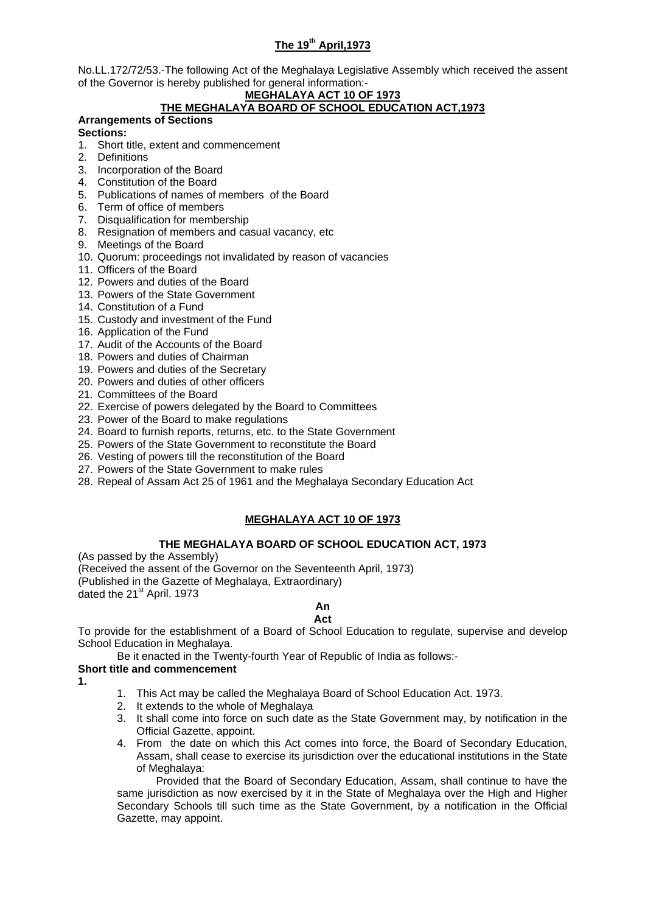**The 19th April,1973**

No.LL.172/72/53.-The following Act of the Meghalaya Legislative Assembly which received the assent of the Governor is hereby published for general information:-

**MEGHALAYA ACT 10 OF 1973**

**THE MEGHALAYA BOARD OF SCHOOL EDUCATION ACT,1973**

**Arrangements of Sections**

**Sections:**

1. Short title, extent and commencement
2. Definitions
3. Incorporation of the Board
4. Constitution of the Board
5. Publications of names of members of the Board
6. Term of office of members
7. Disqualification for membership
8. Resignation of members and casual vacancy, etc
9. Meetings of the Board
10. Quorum: proceedings not invalidated by reason of vacancies
11. Officers of the Board
12. Powers and duties of the Board
13. Powers of the State Government
14. Constitution of a Fund
15. Custody and investment of the Fund
16. Application of the Fund
17. Audit of the Accounts of the Board
18. Powers and duties of Chairman
19. Powers and duties of the Secretary
20. Powers and duties of other officers
21. Committees of the Board
22. Exercise of powers delegated by the Board to Committees
23. Power of the Board to make regulations
24. Board to furnish reports, returns, etc. to the State Government
25. Powers of the State Government to reconstitute the Board
26. Vesting of powers till the reconstitution of the Board
27. Powers of the State Government to make rules
28. Repeal of Assam Act 25 of 1961 and the Meghalaya Secondary Education Act

**MEGHALAYA ACT 10 OF 1973**

**THE MEGHALAYA BOARD OF SCHOOL EDUCATION ACT, 1973**

(As passed by the Assembly)
(Received the assent of the Governor on the Seventeenth April, 1973)
(Published in the Gazette of Meghalaya, Extraordinary)
dated the 21st April, 1973

**An**
**Act**

To provide for the establishment of a Board of School Education to regulate, supervise and develop School Education in Meghalaya.

Be it enacted in the Twenty-fourth Year of Republic of India as follows:-

**Short title and commencement**

**1.**

1. This Act may be called the Meghalaya Board of School Education Act. 1973.
2. It extends to the whole of Meghalaya
3. It shall come into force on such date as the State Government may, by notification in the Official Gazette, appoint.
4. From the date on which this Act comes into force, the Board of Secondary Education, Assam, shall cease to exercise its jurisdiction over the educational institutions in the State of Meghalaya:

   Provided that the Board of Secondary Education, Assam, shall continue to have the same jurisdiction as now exercised by it in the State of Meghalaya over the High and Higher Secondary Schools till such time as the State Government, by a notification in the Official Gazette, may appoint.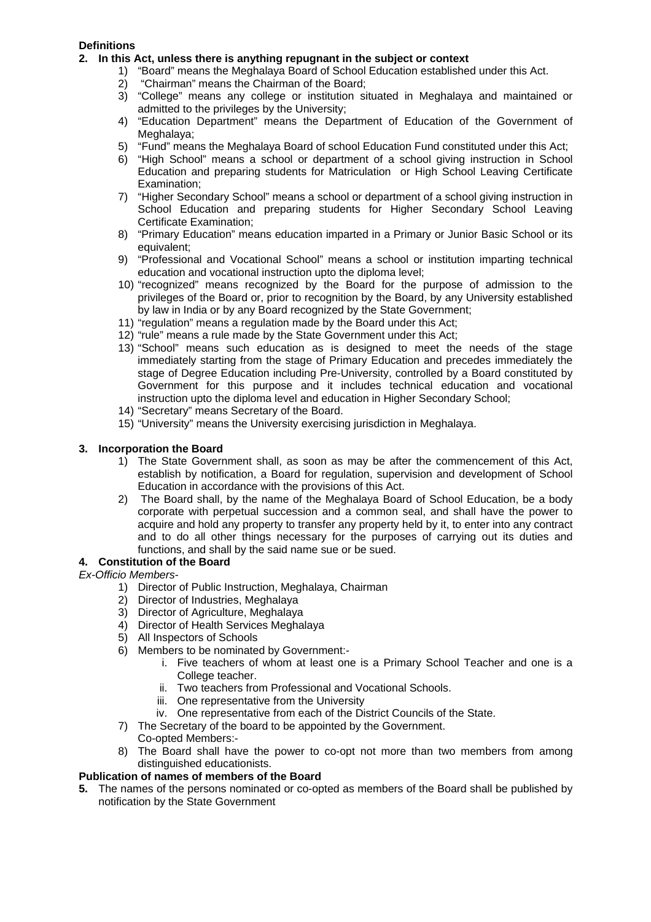**Definitions**

**2. In this Act, unless there is anything repugnant in the subject or context**

1) "Board" means the Meghalaya Board of School Education established under this Act.
2) "Chairman" means the Chairman of the Board;
3) "College" means any college or institution situated in Meghalaya and maintained or admitted to the privileges by the University;
4) "Education Department" means the Department of Education of the Government of Meghalaya;
5) "Fund" means the Meghalaya Board of school Education Fund constituted under this Act;
6) "High School" means a school or department of a school giving instruction in School Education and preparing students for Matriculation or High School Leaving Certificate Examination;
7) "Higher Secondary School" means a school or department of a school giving instruction in School Education and preparing students for Higher Secondary School Leaving Certificate Examination;
8) "Primary Education" means education imparted in a Primary or Junior Basic School or its equivalent;
9) "Professional and Vocational School" means a school or institution imparting technical education and vocational instruction upto the diploma level;
10) "recognized" means recognized by the Board for the purpose of admission to the privileges of the Board or, prior to recognition by the Board, by any University established by law in India or by any Board recognized by the State Government;
11) "regulation" means a regulation made by the Board under this Act;
12) "rule" means a rule made by the State Government under this Act;
13) "School" means such education as is designed to meet the needs of the stage immediately starting from the stage of Primary Education and precedes immediately the stage of Degree Education including Pre-University, controlled by a Board constituted by Government for this purpose and it includes technical education and vocational instruction upto the diploma level and education in Higher Secondary School;
14) "Secretary" means Secretary of the Board.
15) "University" means the University exercising jurisdiction in Meghalaya.

**3. Incorporation the Board**

1) The State Government shall, as soon as may be after the commencement of this Act, establish by notification, a Board for regulation, supervision and development of School Education in accordance with the provisions of this Act.
2) The Board shall, by the name of the Meghalaya Board of School Education, be a body corporate with perpetual succession and a common seal, and shall have the power to acquire and hold any property to transfer any property held by it, to enter into any contract and to do all other things necessary for the purposes of carrying out its duties and functions, and shall by the said name sue or be sued.

**4. Constitution of the Board**

*Ex-Officio Members-*

1) Director of Public Instruction, Meghalaya, Chairman
2) Director of Industries, Meghalaya
3) Director of Agriculture, Meghalaya
4) Director of Health Services Meghalaya
5) All Inspectors of Schools
6) Members to be nominated by Government:-
   i. Five teachers of whom at least one is a Primary School Teacher and one is a College teacher.
   ii. Two teachers from Professional and Vocational Schools.
   iii. One representative from the University
   iv. One representative from each of the District Councils of the State.
7) The Secretary of the board to be appointed by the Government.
   Co-opted Members:-
8) The Board shall have the power to co-opt not more than two members from among distinguished educationists.

**Publication of names of members of the Board**

**5.** The names of the persons nominated or co-opted as members of the Board shall be published by notification by the State Government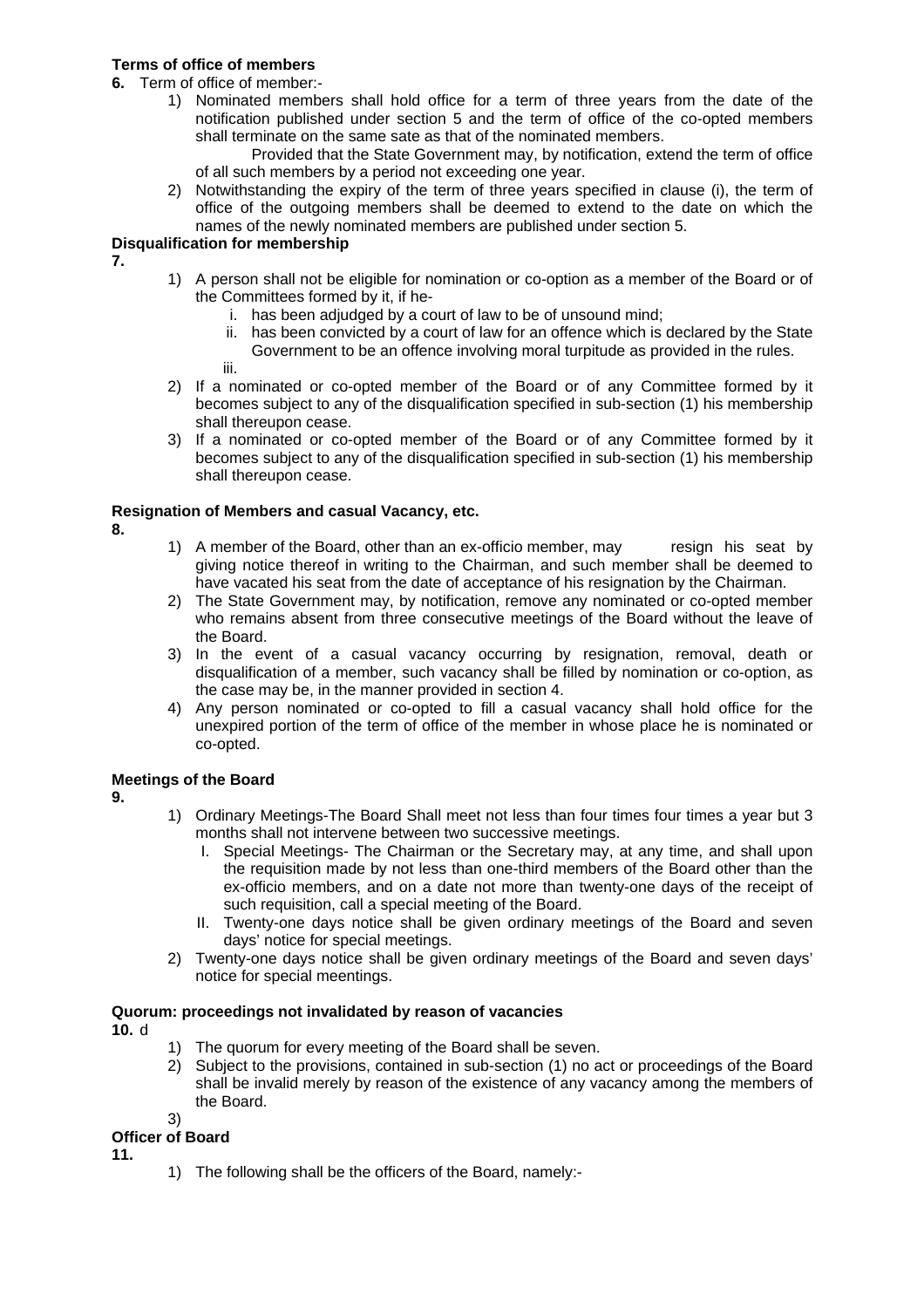**Terms of office of members**

**6.** Term of office of member:-

1) Nominated members shall hold office for a term of three years from the date of the notification published under section 5 and the term of office of the co-opted members shall terminate on the same sate as that of the nominated members.

   Provided that the State Government may, by notification, extend the term of office of all such members by a period not exceeding one year.

2) Notwithstanding the expiry of the term of three years specified in clause (i), the term of office of the outgoing members shall be deemed to extend to the date on which the names of the newly nominated members are published under section 5.

**Disqualification for membership**

**7.**

1) A person shall not be eligible for nomination or co-option as a member of the Board or of the Committees formed by it, if he-
   i. has been adjudged by a court of law to be of unsound mind;
   ii. has been convicted by a court of law for an offence which is declared by the State Government to be an offence involving moral turpitude as provided in the rules.
   iii.
2) If a nominated or co-opted member of the Board or of any Committee formed by it becomes subject to any of the disqualification specified in sub-section (1) his membership shall thereupon cease.
3) If a nominated or co-opted member of the Board or of any Committee formed by it becomes subject to any of the disqualification specified in sub-section (1) his membership shall thereupon cease.

**Resignation of Members and casual Vacancy, etc.**

**8.**

1) A member of the Board, other than an ex-officio member, may resign his seat by giving notice thereof in writing to the Chairman, and such member shall be deemed to have vacated his seat from the date of acceptance of his resignation by the Chairman.
2) The State Government may, by notification, remove any nominated or co-opted member who remains absent from three consecutive meetings of the Board without the leave of the Board.
3) In the event of a casual vacancy occurring by resignation, removal, death or disqualification of a member, such vacancy shall be filled by nomination or co-option, as the case may be, in the manner provided in section 4.
4) Any person nominated or co-opted to fill a casual vacancy shall hold office for the unexpired portion of the term of office of the member in whose place he is nominated or co-opted.

**Meetings of the Board**

**9.**

1) Ordinary Meetings-The Board Shall meet not less than four times four times a year but 3 months shall not intervene between two successive meetings.
   I. Special Meetings- The Chairman or the Secretary may, at any time, and shall upon the requisition made by not less than one-third members of the Board other than the ex-officio members, and on a date not more than twenty-one days of the receipt of such requisition, call a special meeting of the Board.
   II. Twenty-one days notice shall be given ordinary meetings of the Board and seven days' notice for special meetings.
2) Twenty-one days notice shall be given ordinary meetings of the Board and seven days' notice for special meentings.

**Quorum: proceedings not invalidated by reason of vacancies**

**10.** d

1) The quorum for every meeting of the Board shall be seven.
2) Subject to the provisions, contained in sub-section (1) no act or proceedings of the Board shall be invalid merely by reason of the existence of any vacancy among the members of the Board.
3)

**Officer of Board**

**11.**

1) The following shall be the officers of the Board, namely:-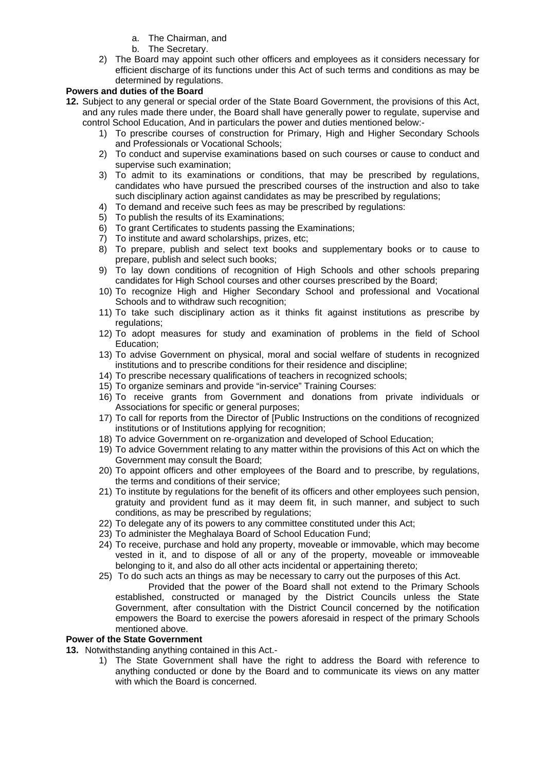a. The Chairman, and
b. The Secretary.

2) The Board may appoint such other officers and employees as it considers necessary for efficient discharge of its functions under this Act of such terms and conditions as may be determined by regulations.

**Powers and duties of the Board**

**12.** Subject to any general or special order of the State Board Government, the provisions of this Act, and any rules made there under, the Board shall have generally power to regulate, supervise and control School Education, And in particulars the power and duties mentioned below:-

1) To prescribe courses of construction for Primary, High and Higher Secondary Schools and Professionals or Vocational Schools;
2) To conduct and supervise examinations based on such courses or cause to conduct and supervise such examination;
3) To admit to its examinations or conditions, that may be prescribed by regulations, candidates who have pursued the prescribed courses of the instruction and also to take such disciplinary action against candidates as may be prescribed by regulations;
4) To demand and receive such fees as may be prescribed by regulations:
5) To publish the results of its Examinations;
6) To grant Certificates to students passing the Examinations;
7) To institute and award scholarships, prizes, etc;
8) To prepare, publish and select text books and supplementary books or to cause to prepare, publish and select such books;
9) To lay down conditions of recognition of High Schools and other schools preparing candidates for High School courses and other courses prescribed by the Board;
10) To recognize High and Higher Secondary School and professional and Vocational Schools and to withdraw such recognition;
11) To take such disciplinary action as it thinks fit against institutions as prescribe by regulations;
12) To adopt measures for study and examination of problems in the field of School Education;
13) To advise Government on physical, moral and social welfare of students in recognized institutions and to prescribe conditions for their residence and discipline;
14) To prescribe necessary qualifications of teachers in recognized schools;
15) To organize seminars and provide "in-service" Training Courses:
16) To receive grants from Government and donations from private individuals or Associations for specific or general purposes;
17) To call for reports from the Director of [Public Instructions on the conditions of recognized institutions or of Institutions applying for recognition;
18) To advice Government on re-organization and developed of School Education;
19) To advice Government relating to any matter within the provisions of this Act on which the Government may consult the Board;
20) To appoint officers and other employees of the Board and to prescribe, by regulations, the terms and conditions of their service;
21) To institute by regulations for the benefit of its officers and other employees such pension, gratuity and provident fund as it may deem fit, in such manner, and subject to such conditions, as may be prescribed by regulations;
22) To delegate any of its powers to any committee constituted under this Act;
23) To administer the Meghalaya Board of School Education Fund;
24) To receive, purchase and hold any property, moveable or immovable, which may become vested in it, and to dispose of all or any of the property, moveable or immoveable belonging to it, and also do all other acts incidental or appertaining thereto;
25) To do such acts an things as may be necessary to carry out the purposes of this Act.

Provided that the power of the Board shall not extend to the Primary Schools established, constructed or managed by the District Councils unless the State Government, after consultation with the District Council concerned by the notification empowers the Board to exercise the powers aforesaid in respect of the primary Schools mentioned above.

**Power of the State Government**

**13.** Notwithstanding anything contained in this Act.-

1) The State Government shall have the right to address the Board with reference to anything conducted or done by the Board and to communicate its views on any matter with which the Board is concerned.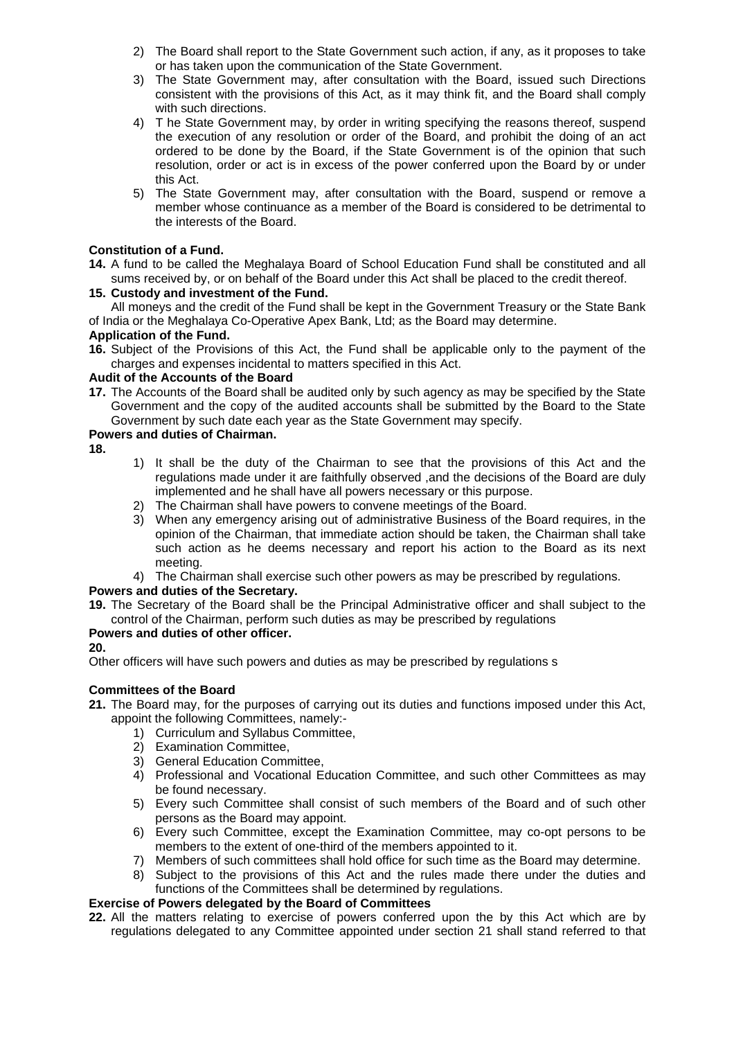2) The Board shall report to the State Government such action, if any, as it proposes to take or has taken upon the communication of the State Government.
3) The State Government may, after consultation with the Board, issued such Directions consistent with the provisions of this Act, as it may think fit, and the Board shall comply with such directions.
4) T he State Government may, by order in writing specifying the reasons thereof, suspend the execution of any resolution or order of the Board, and prohibit the doing of an act ordered to be done by the Board, if the State Government is of the opinion that such resolution, order or act is in excess of the power conferred upon the Board by or under this Act.
5) The State Government may, after consultation with the Board, suspend or remove a member whose continuance as a member of the Board is considered to be detrimental to the interests of the Board.

**Constitution of a Fund.**

**14.** A fund to be called the Meghalaya Board of School Education Fund shall be constituted and all sums received by, or on behalf of the Board under this Act shall be placed to the credit thereof.

**15. Custody and investment of the Fund.**

All moneys and the credit of the Fund shall be kept in the Government Treasury or the State Bank of India or the Meghalaya Co-Operative Apex Bank, Ltd; as the Board may determine.

**Application of the Fund.**

**16.** Subject of the Provisions of this Act, the Fund shall be applicable only to the payment of the charges and expenses incidental to matters specified in this Act.

**Audit of the Accounts of the Board**

**17.** The Accounts of the Board shall be audited only by such agency as may be specified by the State Government and the copy of the audited accounts shall be submitted by the Board to the State Government by such date each year as the State Government may specify.

**Powers and duties of Chairman.**

**18.**

1) It shall be the duty of the Chairman to see that the provisions of this Act and the regulations made under it are faithfully observed ,and the decisions of the Board are duly implemented and he shall have all powers necessary or this purpose.
2) The Chairman shall have powers to convene meetings of the Board.
3) When any emergency arising out of administrative Business of the Board requires, in the opinion of the Chairman, that immediate action should be taken, the Chairman shall take such action as he deems necessary and report his action to the Board as its next meeting.
4) The Chairman shall exercise such other powers as may be prescribed by regulations.

**Powers and duties of the Secretary.**

**19.** The Secretary of the Board shall be the Principal Administrative officer and shall subject to the control of the Chairman, perform such duties as may be prescribed by regulations

**Powers and duties of other officer.**

**20.**

Other officers will have such powers and duties as may be prescribed by regulations s

**Committees of the Board**

**21.** The Board may, for the purposes of carrying out its duties and functions imposed under this Act, appoint the following Committees, namely:-

1) Curriculum and Syllabus Committee,
2) Examination Committee,
3) General Education Committee,
4) Professional and Vocational Education Committee, and such other Committees as may be found necessary.
5) Every such Committee shall consist of such members of the Board and of such other persons as the Board may appoint.
6) Every such Committee, except the Examination Committee, may co-opt persons to be members to the extent of one-third of the members appointed to it.
7) Members of such committees shall hold office for such time as the Board may determine.
8) Subject to the provisions of this Act and the rules made there under the duties and functions of the Committees shall be determined by regulations.

**Exercise of Powers delegated by the Board of Committees**

**22.** All the matters relating to exercise of powers conferred upon the by this Act which are by regulations delegated to any Committee appointed under section 21 shall stand referred to that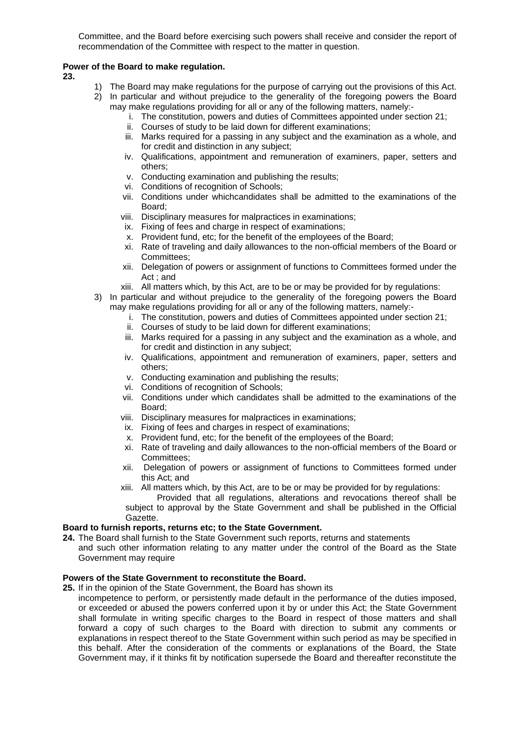Committee, and the Board before exercising such powers shall receive and consider the report of recommendation of the Committee with respect to the matter in question.

**Power of the Board to make regulation.**

**23.**

1) The Board may make regulations for the purpose of carrying out the provisions of this Act.
2) In particular and without prejudice to the generality of the foregoing powers the Board may make regulations providing for all or any of the following matters, namely:-
   i. The constitution, powers and duties of Committees appointed under section 21;
   ii. Courses of study to be laid down for different examinations;
   iii. Marks required for a passing in any subject and the examination as a whole, and for credit and distinction in any subject;
   iv. Qualifications, appointment and remuneration of examiners, paper, setters and others;
   v. Conducting examination and publishing the results;
   vi. Conditions of recognition of Schools;
   vii. Conditions under whichcandidates shall be admitted to the examinations of the Board;
   viii. Disciplinary measures for malpractices in examinations;
   ix. Fixing of fees and charge in respect of examinations;
   x. Provident fund, etc; for the benefit of the employees of the Board;
   xi. Rate of traveling and daily allowances to the non-official members of the Board or Committees;
   xii. Delegation of powers or assignment of functions to Committees formed under the Act ; and
   xiii. All matters which, by this Act, are to be or may be provided for by regulations:
3) In particular and without prejudice to the generality of the foregoing powers the Board may make regulations providing for all or any of the following matters, namely:-
   i. The constitution, powers and duties of Committees appointed under section 21;
   ii. Courses of study to be laid down for different examinations;
   iii. Marks required for a passing in any subject and the examination as a whole, and for credit and distinction in any subject;
   iv. Qualifications, appointment and remuneration of examiners, paper, setters and others;
   v. Conducting examination and publishing the results;
   vi. Conditions of recognition of Schools;
   vii. Conditions under which candidates shall be admitted to the examinations of the Board;
   viii. Disciplinary measures for malpractices in examinations;
   ix. Fixing of fees and charges in respect of examinations;
   x. Provident fund, etc; for the benefit of the employees of the Board;
   xi. Rate of traveling and daily allowances to the non-official members of the Board or Committees;
   xii. Delegation of powers or assignment of functions to Committees formed under this Act; and
   xiii. All matters which, by this Act, are to be or may be provided for by regulations:

   Provided that all regulations, alterations and revocations thereof shall be subject to approval by the State Government and shall be published in the Official Gazette.

**Board to furnish reports, returns etc; to the State Government.**

**24.** The Board shall furnish to the State Government such reports, returns and statements and such other information relating to any matter under the control of the Board as the State Government may require

**Powers of the State Government to reconstitute the Board.**

**25.** If in the opinion of the State Government, the Board has shown its incompetence to perform, or persistently made default in the performance of the duties imposed, or exceeded or abused the powers conferred upon it by or under this Act; the State Government shall formulate in writing specific charges to the Board in respect of those matters and shall forward a copy of such charges to the Board with direction to submit any comments or explanations in respect thereof to the State Government within such period as may be specified in this behalf. After the consideration of the comments or explanations of the Board, the State Government may, if it thinks fit by notification supersede the Board and thereafter reconstitute the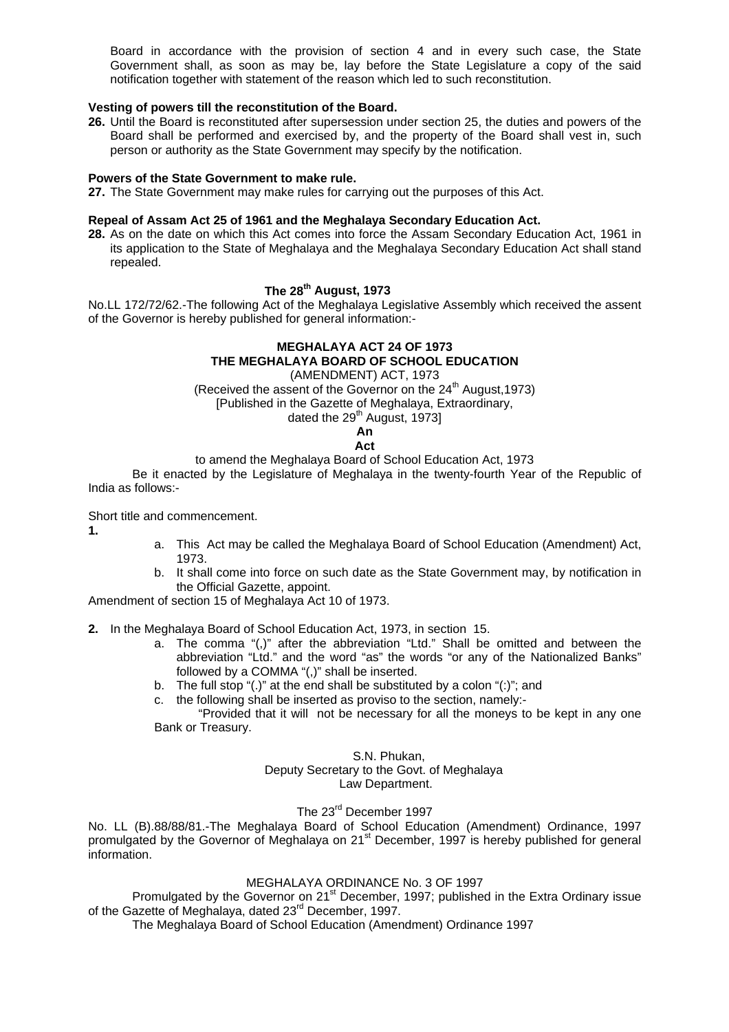Board in accordance with the provision of section 4 and in every such case, the State Government shall, as soon as may be, lay before the State Legislature a copy of the said notification together with statement of the reason which led to such reconstitution.

**Vesting of powers till the reconstitution of the Board.**

**26.** Until the Board is reconstituted after supersession under section 25, the duties and powers of the Board shall be performed and exercised by, and the property of the Board shall vest in, such person or authority as the State Government may specify by the notification.

**Powers of the State Government to make rule.**

**27.** The State Government may make rules for carrying out the purposes of this Act.

**Repeal of Assam Act 25 of 1961 and the Meghalaya Secondary Education Act.**

**28.** As on the date on which this Act comes into force the Assam Secondary Education Act, 1961 in its application to the State of Meghalaya and the Meghalaya Secondary Education Act shall stand repealed.

**The 28th August, 1973**

No.LL 172/72/62.-The following Act of the Meghalaya Legislative Assembly which received the assent of the Governor is hereby published for general information:-

**MEGHALAYA ACT 24 OF 1973**
**THE MEGHALAYA BOARD OF SCHOOL EDUCATION**
(AMENDMENT) ACT, 1973
(Received the assent of the Governor on the 24th August,1973)
[Published in the Gazette of Meghalaya, Extraordinary,
dated the 29th August, 1973]

**An**
**Act**

to amend the Meghalaya Board of School Education Act, 1973

Be it enacted by the Legislature of Meghalaya in the twenty-fourth Year of the Republic of India as follows:-

Short title and commencement.

**1.**

a. This Act may be called the Meghalaya Board of School Education (Amendment) Act, 1973.
b. It shall come into force on such date as the State Government may, by notification in the Official Gazette, appoint.

Amendment of section 15 of Meghalaya Act 10 of 1973.

**2.** In the Meghalaya Board of School Education Act, 1973, in section 15.

a. The comma "(,)" after the abbreviation "Ltd." Shall be omitted and between the abbreviation "Ltd." and the word "as" the words "or any of the Nationalized Banks" followed by a COMMA "(,)" shall be inserted.
b. The full stop "(.)" at the end shall be substituted by a colon "(:)"; and
c. the following shall be inserted as proviso to the section, namely:-

"Provided that it will not be necessary for all the moneys to be kept in any one Bank or Treasury.

S.N. Phukan,
Deputy Secretary to the Govt. of Meghalaya
Law Department.

The 23rd December 1997

No. LL (B).88/88/81.-The Meghalaya Board of School Education (Amendment) Ordinance, 1997 promulgated by the Governor of Meghalaya on 21st December, 1997 is hereby published for general information.

MEGHALAYA ORDINANCE No. 3 OF 1997

Promulgated by the Governor on 21st December, 1997; published in the Extra Ordinary issue of the Gazette of Meghalaya, dated 23rd December, 1997.

The Meghalaya Board of School Education (Amendment) Ordinance 1997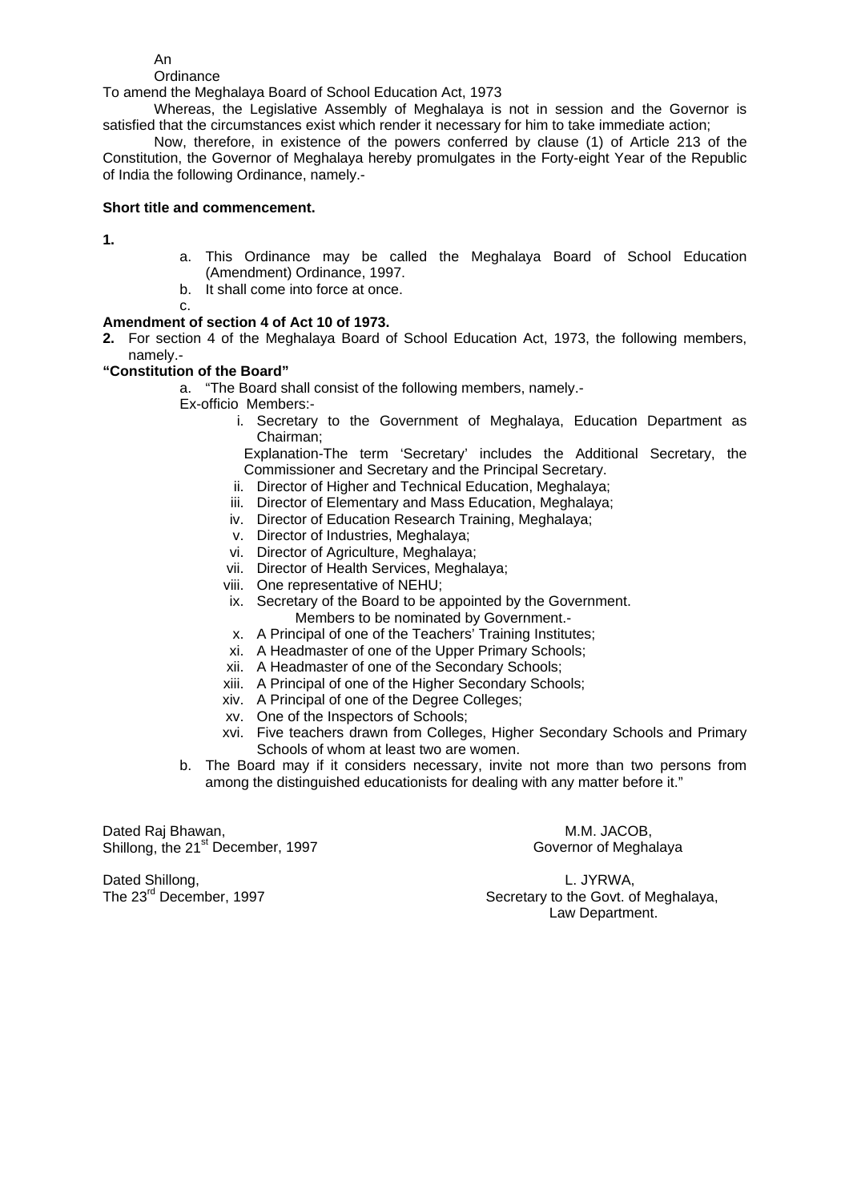An
Ordinance

To amend the Meghalaya Board of School Education Act, 1973

Whereas, the Legislative Assembly of Meghalaya is not in session and the Governor is satisfied that the circumstances exist which render it necessary for him to take immediate action;

Now, therefore, in existence of the powers conferred by clause (1) of Article 213 of the Constitution, the Governor of Meghalaya hereby promulgates in the Forty-eight Year of the Republic of India the following Ordinance, namely.-

**Short title and commencement.**

**1.**

a. This Ordinance may be called the Meghalaya Board of School Education (Amendment) Ordinance, 1997.
b. It shall come into force at once.
c.

**Amendment of section 4 of Act 10 of 1973.**

**2.** For section 4 of the Meghalaya Board of School Education Act, 1973, the following members, namely.-

**"Constitution of the Board"**

a. "The Board shall consist of the following members, namely.-

Ex-officio Members:-

i. Secretary to the Government of Meghalaya, Education Department as Chairman;

Explanation-The term 'Secretary' includes the Additional Secretary, the Commissioner and Secretary and the Principal Secretary.

ii. Director of Higher and Technical Education, Meghalaya;
iii. Director of Elementary and Mass Education, Meghalaya;
iv. Director of Education Research Training, Meghalaya;
v. Director of Industries, Meghalaya;
vi. Director of Agriculture, Meghalaya;
vii. Director of Health Services, Meghalaya;
viii. One representative of NEHU;
ix. Secretary of the Board to be appointed by the Government.

Members to be nominated by Government.-

x. A Principal of one of the Teachers' Training Institutes;
xi. A Headmaster of one of the Upper Primary Schools;
xii. A Headmaster of one of the Secondary Schools;
xiii. A Principal of one of the Higher Secondary Schools;
xiv. A Principal of one of the Degree Colleges;
xv. One of the Inspectors of Schools;
xvi. Five teachers drawn from Colleges, Higher Secondary Schools and Primary Schools of whom at least two are women.

b. The Board may if it considers necessary, invite not more than two persons from among the distinguished educationists for dealing with any matter before it."

Dated Raj Bhawan,
Shillong, the 21st December, 1997

M.M. JACOB,
Governor of Meghalaya

Dated Shillong,
The 23rd December, 1997

L. JYRWA,
Secretary to the Govt. of Meghalaya,
Law Department.